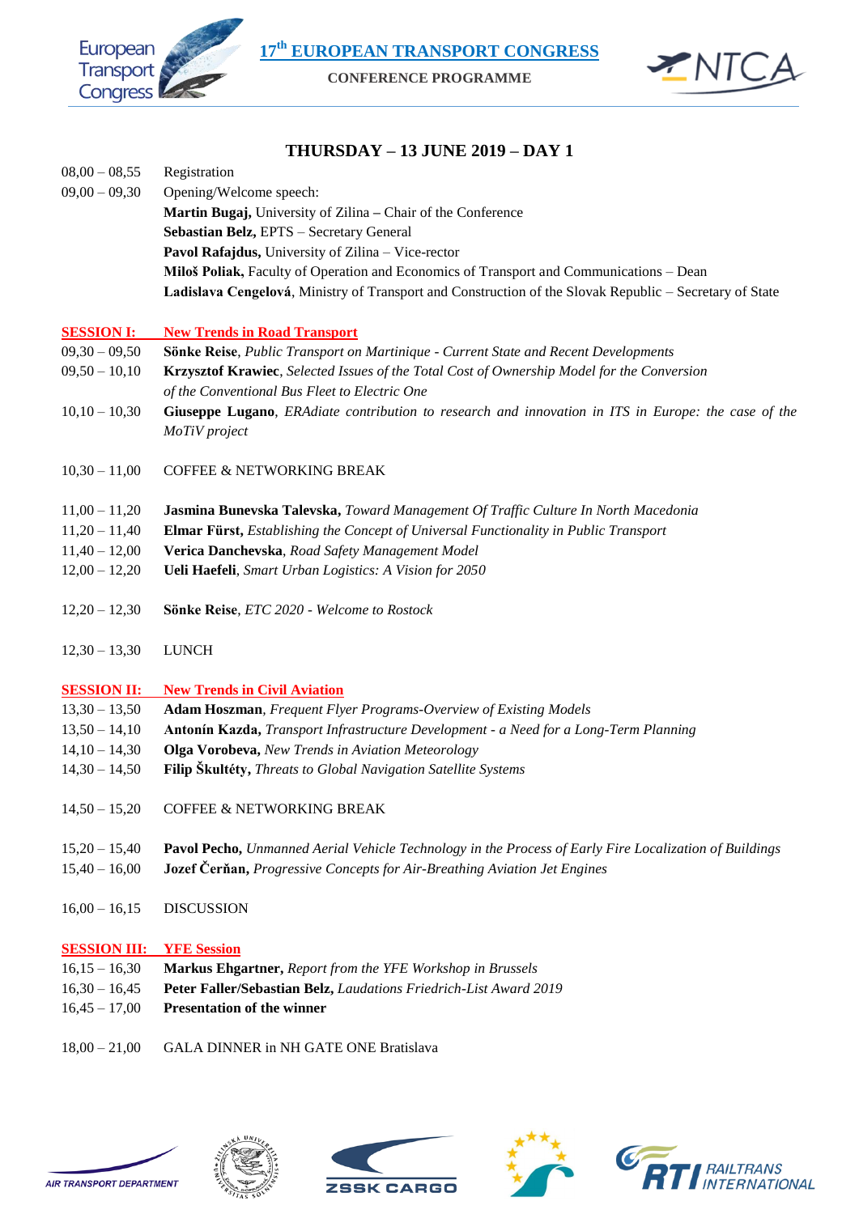# 17th EUROPEAN TRANSPORT CONGRESS

**CONFERENCE PROGRAMME**

## THURSDAY – 13 JUNE 2019 – DAY 1

08,00 – 08,55 Registration

09,00 – 09,30 Opening/Welcome speech:
**Martin Bugaj,** University of Zilina **–** Chair of the Conference
**Sebastian Belz,** EPTS – Secretary General
**Pavol Rafajdus,** University of Zilina – Vice-rector
**Miloš Poliak,** Faculty of Operation and Economics of Transport and Communications – Dean
**Ladislava Cengelová**, Ministry of Transport and Construction of the Slovak Republic – Secretary of State

### SESSION I: New Trends in Road Transport

09,30 – 09,50 **Sönke Reise**, *Public Transport on Martinique - Current State and Recent Developments*

09,50 – 10,10 **Krzysztof Krawiec**, *Selected Issues of the Total Cost of Ownership Model for the Conversion of the Conventional Bus Fleet to Electric One*

10,10 – 10,30 **Giuseppe Lugano**, *ERAdiate contribution to research and innovation in ITS in Europe: the case of the MoTiV project*

10,30 – 11,00 COFFEE & NETWORKING BREAK

11,00 – 11,20 **Jasmina Bunevska Talevska,** *Toward Management Of Traffic Culture In North Macedonia*

11,20 – 11,40 **Elmar Fürst,** *Establishing the Concept of Universal Functionality in Public Transport*

11,40 – 12,00 **Verica Danchevska**, *Road Safety Management Model*

12,00 – 12,20 **Ueli Haefeli**, *Smart Urban Logistics: A Vision for 2050*

12,20 – 12,30 **Sönke Reise**, *ETC 2020 - Welcome to Rostock*

12,30 – 13,30 LUNCH

### SESSION II: New Trends in Civil Aviation

13,30 – 13,50 **Adam Hoszman**, *Frequent Flyer Programs-Overview of Existing Models*

13,50 – 14,10 **Antonín Kazda,** *Transport Infrastructure Development - a Need for a Long-Term Planning*

14,10 – 14,30 **Olga Vorobeva,** *New Trends in Aviation Meteorology*

14,30 – 14,50 **Filip Škultéty,** *Threats to Global Navigation Satellite Systems*

14,50 – 15,20 COFFEE & NETWORKING BREAK

15,20 – 15,40 **Pavol Pecho,** *Unmanned Aerial Vehicle Technology in the Process of Early Fire Localization of Buildings*

15,40 – 16,00 **Jozef Čerňan,** *Progressive Concepts for Air-Breathing Aviation Jet Engines*

16,00 – 16,15 DISCUSSION

### SESSION III: YFE Session

16,15 – 16,30 **Markus Ehgartner,** *Report from the YFE Workshop in Brussels*

16,30 – 16,45 **Peter Faller/Sebastian Belz,** *Laudations Friedrich-List Award 2019*

16,45 – 17,00 **Presentation of the winner**

18,00 – 21,00 GALA DINNER in NH GATE ONE Bratislava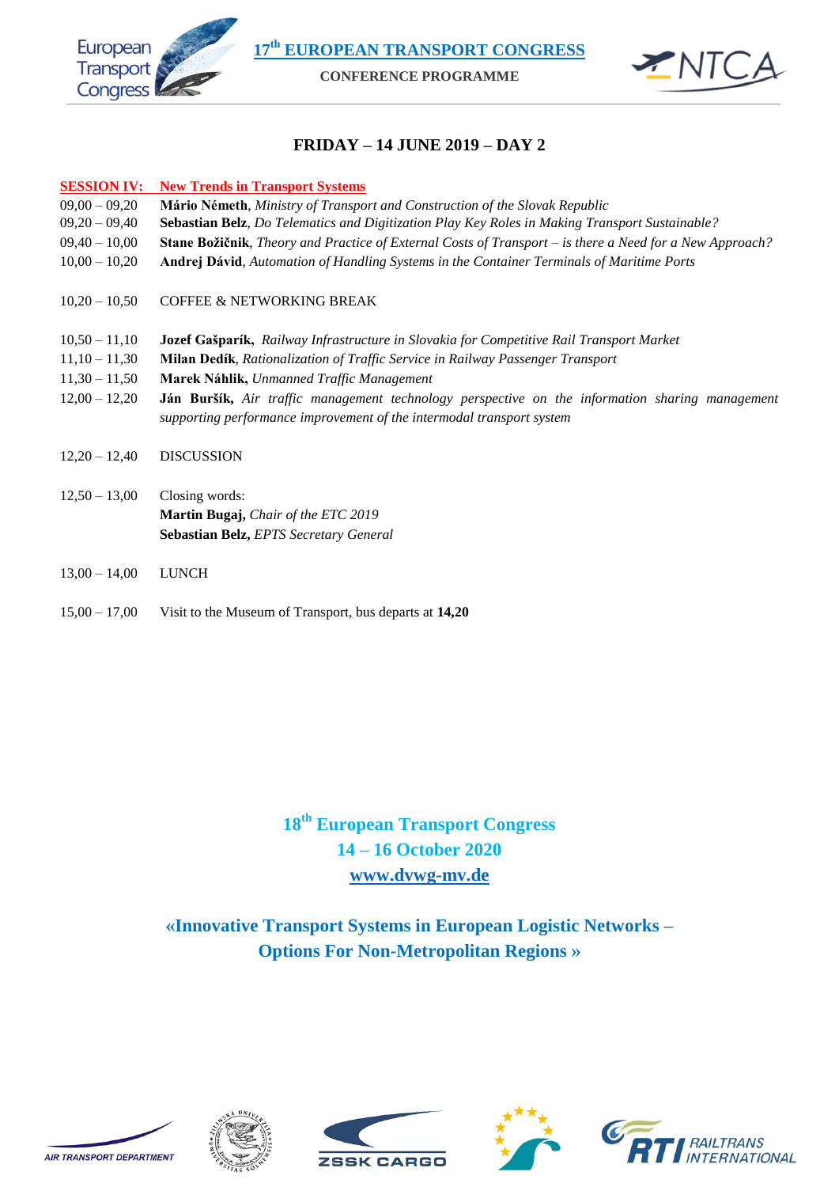## FRIDAY – 14 JUNE 2019 – DAY 2

**SESSION IV: New Trends in Transport Systems**

| | |
|---|---|
| 09,00 – 09,20 | **Mário Németh**, *Ministry of Transport and Construction of the Slovak Republic* |
| 09,20 – 09,40 | **Sebastian Belz**, *Do Telematics and Digitization Play Key Roles in Making Transport Sustainable?* |
| 09,40 – 10,00 | **Stane Božičnik**, *Theory and Practice of External Costs of Transport – is there a Need for a New Approach?* |
| 10,00 – 10,20 | **Andrej Dávid**, *Automation of Handling Systems in the Container Terminals of Maritime Ports* |
| 10,20 – 10,50 | COFFEE & NETWORKING BREAK |
| 10,50 – 11,10 | **Jozef Gašparík,** *Railway Infrastructure in Slovakia for Competitive Rail Transport Market* |
| 11,10 – 11,30 | **Milan Dedík**, *Rationalization of Traffic Service in Railway Passenger Transport* |
| 11,30 – 11,50 | **Marek Náhlik,** *Unmanned Traffic Management* |
| 12,00 – 12,20 | **Ján Buršík,** *Air traffic management technology perspective on the information sharing management supporting performance improvement of the intermodal transport system* |
| 12,20 – 12,40 | DISCUSSION |
| 12,50 – 13,00 | Closing words: **Martin Bugaj,** *Chair of the ETC 2019* **Sebastian Belz,** *EPTS Secretary General* |
| 13,00 – 14,00 | LUNCH |
| 15,00 – 17,00 | Visit to the Museum of Transport, bus departs at **14,20** |

**18th European Transport Congress**
**14 – 16 October 2020**
**www.dvwg-mv.de**

**«Innovative Transport Systems in European Logistic Networks – Options For Non-Metropolitan Regions »**

AIR TRANSPORT DEPARTMENT

ZSSK CARGO

RTI RAILTRANS INTERNATIONAL